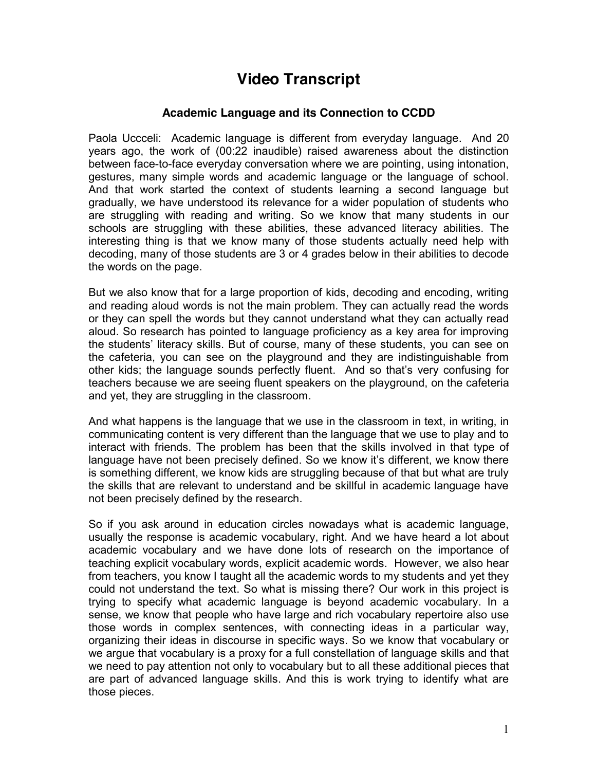# Video Transcript

## Academic Language and its Connection to CCDD

Paola Uccceli: Academic language is different from everyday language. And 20 years ago, the work of (00:22 inaudible) raised awareness about the distinction between face-to-face everyday conversation where we are pointing, using intonation, gestures, many simple words and academic language or the language of school. And that work started the context of students learning a second language but gradually, we have understood its relevance for a wider population of students who are struggling with reading and writing. So we know that many students in our schools are struggling with these abilities, these advanced literacy abilities. The interesting thing is that we know many of those students actually need help with decoding, many of those students are 3 or 4 grades below in their abilities to decode the words on the page.

But we also know that for a large proportion of kids, decoding and encoding, writing and reading aloud words is not the main problem. They can actually read the words or they can spell the words but they cannot understand what they can actually read aloud. So research has pointed to language proficiency as a key area for improving the students' literacy skills. But of course, many of these students, you can see on the cafeteria, you can see on the playground and they are indistinguishable from other kids; the language sounds perfectly fluent. And so that's very confusing for teachers because we are seeing fluent speakers on the playground, on the cafeteria and yet, they are struggling in the classroom.

And what happens is the language that we use in the classroom in text, in writing, in communicating content is very different than the language that we use to play and to interact with friends. The problem has been that the skills involved in that type of language have not been precisely defined. So we know it's different, we know there is something different, we know kids are struggling because of that but what are truly the skills that are relevant to understand and be skillful in academic language have not been precisely defined by the research.

So if you ask around in education circles nowadays what is academic language, usually the response is academic vocabulary, right. And we have heard a lot about academic vocabulary and we have done lots of research on the importance of teaching explicit vocabulary words, explicit academic words. However, we also hear from teachers, you know I taught all the academic words to my students and yet they could not understand the text. So what is missing there? Our work in this project is trying to specify what academic language is beyond academic vocabulary. In a sense, we know that people who have large and rich vocabulary repertoire also use those words in complex sentences, with connecting ideas in a particular way, organizing their ideas in discourse in specific ways. So we know that vocabulary or we argue that vocabulary is a proxy for a full constellation of language skills and that we need to pay attention not only to vocabulary but to all these additional pieces that are part of advanced language skills. And this is work trying to identify what are those pieces.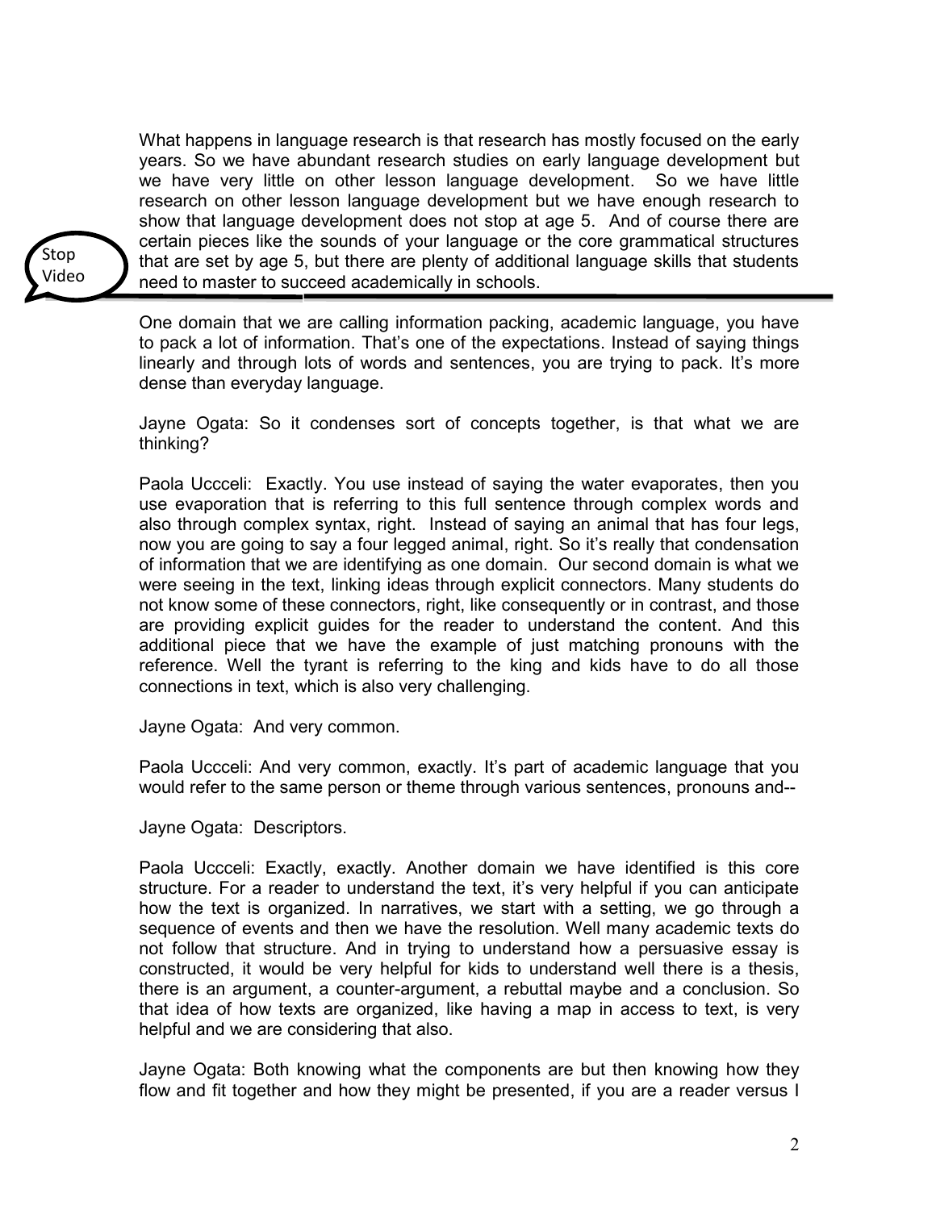What happens in language research is that research has mostly focused on the early years. So we have abundant research studies on early language development but we have very little on other lesson language development. So we have little research on other lesson language development but we have enough research to show that language development does not stop at age 5. And of course there are certain pieces like the sounds of your language or the core grammatical structures that are set by age 5, but there are plenty of additional language skills that students need to master to succeed academically in schools.

Stop Video

---

One domain that we are calling information packing, academic language, you have to pack a lot of information. That's one of the expectations. Instead of saying things linearly and through lots of words and sentences, you are trying to pack. It's more dense than everyday language.

Jayne Ogata: So it condenses sort of concepts together, is that what we are thinking?

Paola Uccceli: Exactly. You use instead of saying the water evaporates, then you use evaporation that is referring to this full sentence through complex words and also through complex syntax, right. Instead of saying an animal that has four legs, now you are going to say a four legged animal, right. So it's really that condensation of information that we are identifying as one domain. Our second domain is what we were seeing in the text, linking ideas through explicit connectors. Many students do not know some of these connectors, right, like consequently or in contrast, and those are providing explicit guides for the reader to understand the content. And this additional piece that we have the example of just matching pronouns with the reference. Well the tyrant is referring to the king and kids have to do all those connections in text, which is also very challenging.

Jayne Ogata: And very common.

Paola Uccceli: And very common, exactly. It's part of academic language that you would refer to the same person or theme through various sentences, pronouns and--

Jayne Ogata: Descriptors.

Paola Uccceli: Exactly, exactly. Another domain we have identified is this core structure. For a reader to understand the text, it's very helpful if you can anticipate how the text is organized. In narratives, we start with a setting, we go through a sequence of events and then we have the resolution. Well many academic texts do not follow that structure. And in trying to understand how a persuasive essay is constructed, it would be very helpful for kids to understand well there is a thesis, there is an argument, a counter-argument, a rebuttal maybe and a conclusion. So that idea of how texts are organized, like having a map in access to text, is very helpful and we are considering that also.

Jayne Ogata: Both knowing what the components are but then knowing how they flow and fit together and how they might be presented, if you are a reader versus I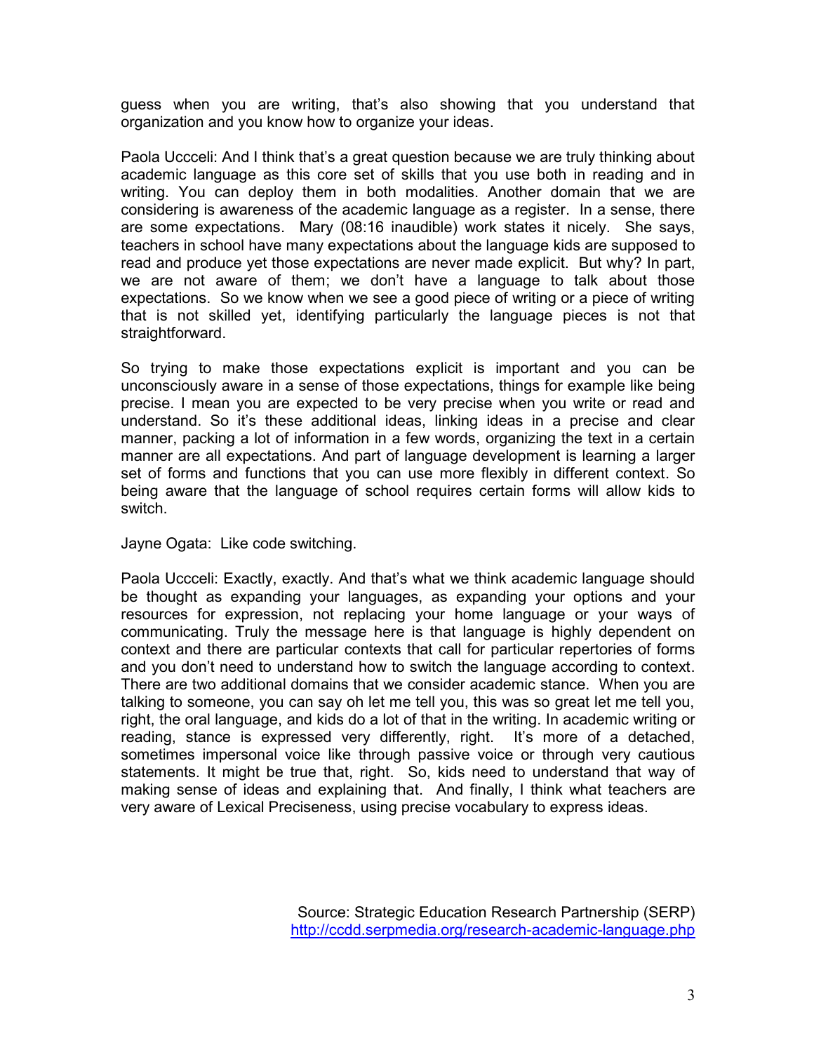guess when you are writing, that's also showing that you understand that organization and you know how to organize your ideas.

Paola Uccceli: And I think that's a great question because we are truly thinking about academic language as this core set of skills that you use both in reading and in writing. You can deploy them in both modalities. Another domain that we are considering is awareness of the academic language as a register. In a sense, there are some expectations. Mary (08:16 inaudible) work states it nicely. She says, teachers in school have many expectations about the language kids are supposed to read and produce yet those expectations are never made explicit. But why? In part, we are not aware of them; we don't have a language to talk about those expectations. So we know when we see a good piece of writing or a piece of writing that is not skilled yet, identifying particularly the language pieces is not that straightforward.

So trying to make those expectations explicit is important and you can be unconsciously aware in a sense of those expectations, things for example like being precise. I mean you are expected to be very precise when you write or read and understand. So it's these additional ideas, linking ideas in a precise and clear manner, packing a lot of information in a few words, organizing the text in a certain manner are all expectations. And part of language development is learning a larger set of forms and functions that you can use more flexibly in different context. So being aware that the language of school requires certain forms will allow kids to switch.

Jayne Ogata: Like code switching.

Paola Uccceli: Exactly, exactly. And that's what we think academic language should be thought as expanding your languages, as expanding your options and your resources for expression, not replacing your home language or your ways of communicating. Truly the message here is that language is highly dependent on context and there are particular contexts that call for particular repertories of forms and you don't need to understand how to switch the language according to context. There are two additional domains that we consider academic stance. When you are talking to someone, you can say oh let me tell you, this was so great let me tell you, right, the oral language, and kids do a lot of that in the writing. In academic writing or reading, stance is expressed very differently, right. It's more of a detached, sometimes impersonal voice like through passive voice or through very cautious statements. It might be true that, right. So, kids need to understand that way of making sense of ideas and explaining that. And finally, I think what teachers are very aware of Lexical Preciseness, using precise vocabulary to express ideas.

Source: Strategic Education Research Partnership (SERP)
http://ccdd.serpmedia.org/research-academic-language.php